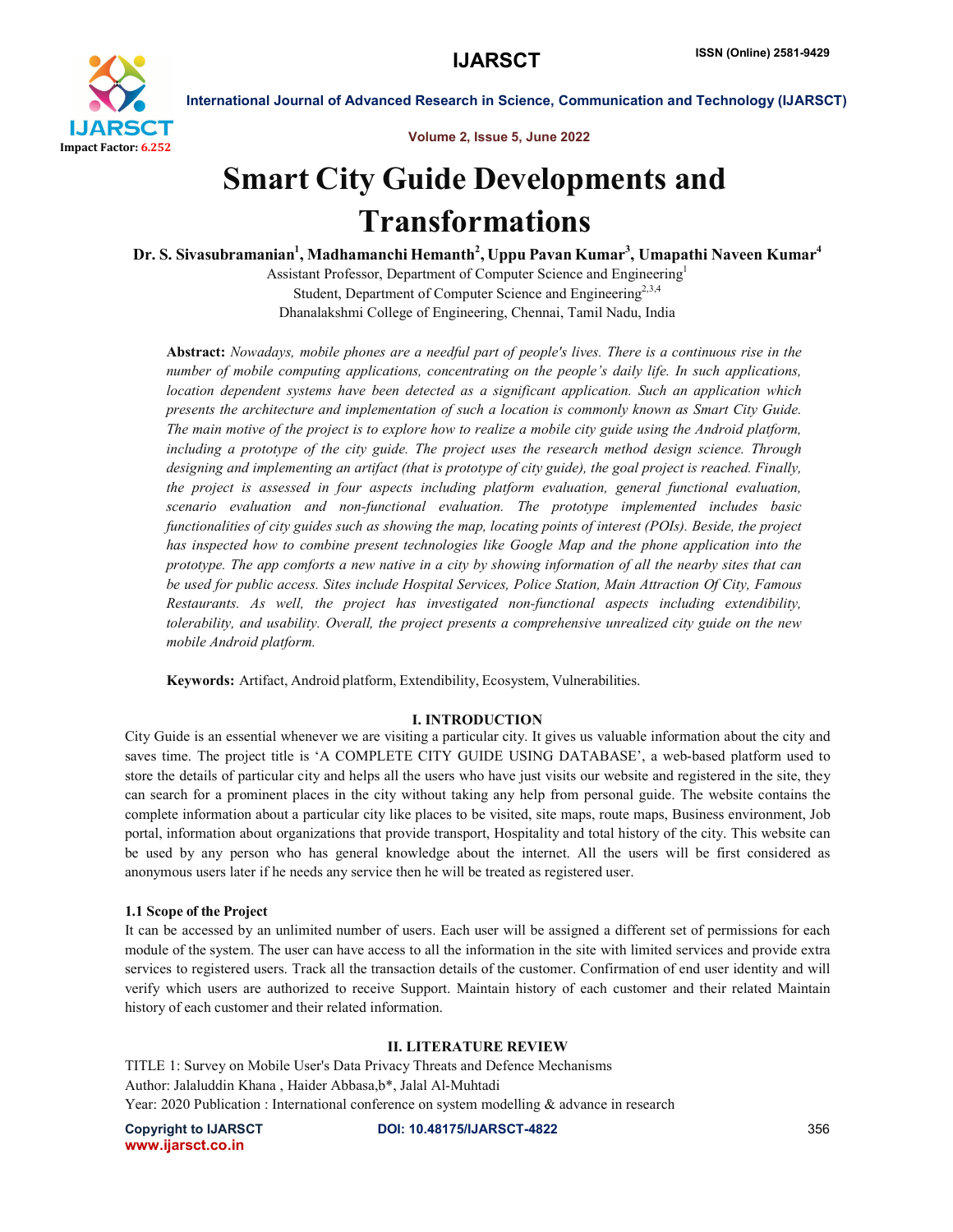# Smart City Guide Developments and Transformations

**Dr. S. Sivasubramanian[1], Madhamanchi Hemanth[2], Uppu Pavan Kumar[3], Umapathi Naveen Kumar[4]**

Assistant Professor, Department of Computer Science and Engineering[1]
Student, Department of Computer Science and Engineering[2,3,4]
Dhanalakshmi College of Engineering, Chennai, Tamil Nadu, India

**Abstract:** *Nowadays, mobile phones are a needful part of people's lives. There is a continuous rise in the number of mobile computing applications, concentrating on the people's daily life. In such applications, location dependent systems have been detected as a significant application. Such an application which presents the architecture and implementation of such a location is commonly known as Smart City Guide. The main motive of the project is to explore how to realize a mobile city guide using the Android platform, including a prototype of the city guide. The project uses the research method design science. Through designing and implementing an artifact (that is prototype of city guide), the goal project is reached. Finally, the project is assessed in four aspects including platform evaluation, general functional evaluation, scenario evaluation and non-functional evaluation. The prototype implemented includes basic functionalities of city guides such as showing the map, locating points of interest (POIs). Beside, the project has inspected how to combine present technologies like Google Map and the phone application into the prototype. The app comforts a new native in a city by showing information of all the nearby sites that can be used for public access. Sites include Hospital Services, Police Station, Main Attraction Of City, Famous Restaurants. As well, the project has investigated non-functional aspects including extendibility, tolerability, and usability. Overall, the project presents a comprehensive unrealized city guide on the new mobile Android platform.*

**Keywords:** Artifact, Android platform, Extendibility, Ecosystem, Vulnerabilities.

## I. INTRODUCTION

City Guide is an essential whenever we are visiting a particular city. It gives us valuable information about the city and saves time. The project title is 'A COMPLETE CITY GUIDE USING DATABASE', a web-based platform used to store the details of particular city and helps all the users who have just visits our website and registered in the site, they can search for a prominent places in the city without taking any help from personal guide. The website contains the complete information about a particular city like places to be visited, site maps, route maps, Business environment, Job portal, information about organizations that provide transport, Hospitality and total history of the city. This website can be used by any person who has general knowledge about the internet. All the users will be first considered as anonymous users later if he needs any service then he will be treated as registered user.

### 1.1 Scope of the Project

It can be accessed by an unlimited number of users. Each user will be assigned a different set of permissions for each module of the system. The user can have access to all the information in the site with limited services and provide extra services to registered users. Track all the transaction details of the customer. Confirmation of end user identity and will verify which users are authorized to receive Support. Maintain history of each customer and their related Maintain history of each customer and their related information.

## II. LITERATURE REVIEW

TITLE 1: Survey on Mobile User's Data Privacy Threats and Defence Mechanisms
Author: Jalaluddin Khana , Haider Abbasa,b*, Jalal Al-Muhtadi
Year: 2020 Publication : International conference on system modelling & advance in research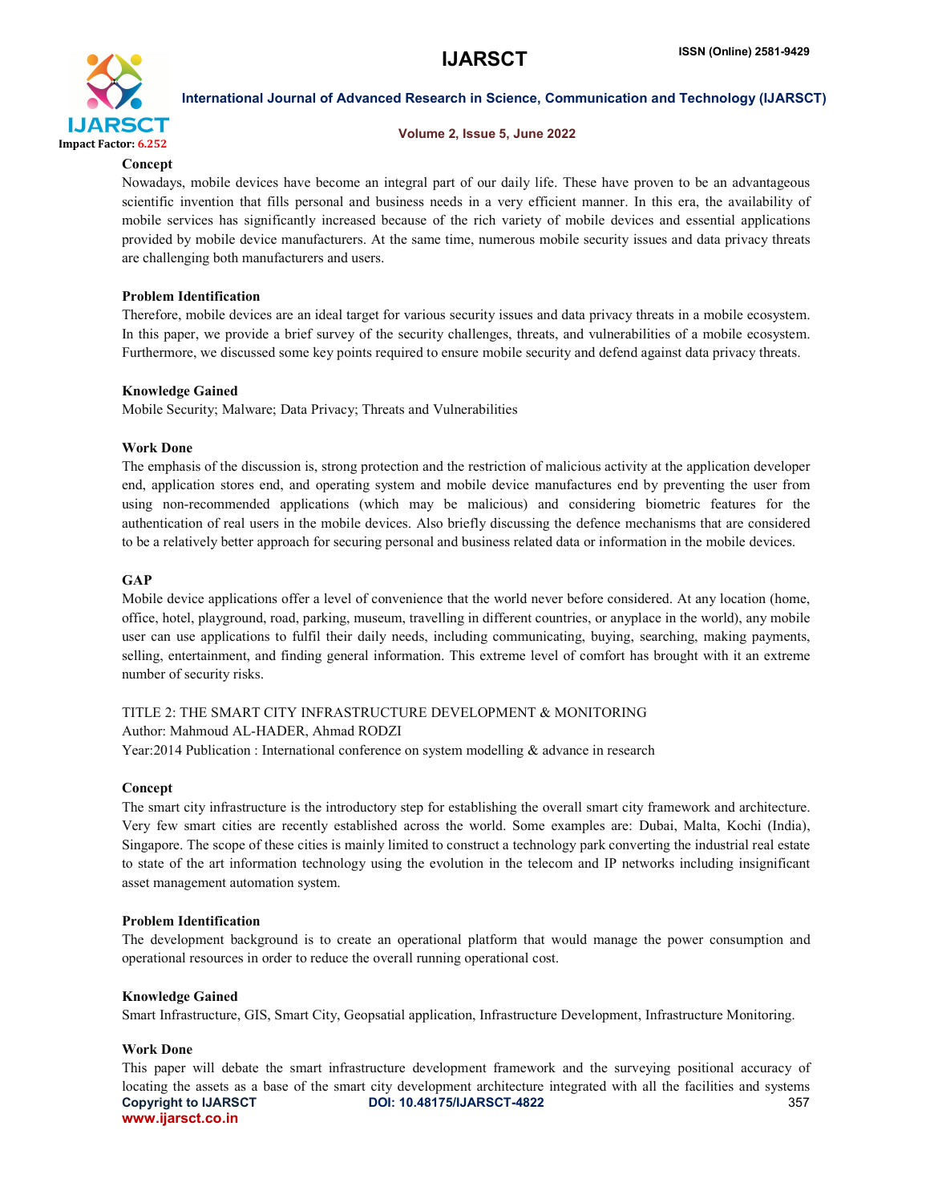**Concept**

Nowadays, mobile devices have become an integral part of our daily life. These have proven to be an advantageous scientific invention that fills personal and business needs in a very efficient manner. In this era, the availability of mobile services has significantly increased because of the rich variety of mobile devices and essential applications provided by mobile device manufacturers. At the same time, numerous mobile security issues and data privacy threats are challenging both manufacturers and users.

**Problem Identification**

Therefore, mobile devices are an ideal target for various security issues and data privacy threats in a mobile ecosystem. In this paper, we provide a brief survey of the security challenges, threats, and vulnerabilities of a mobile ecosystem. Furthermore, we discussed some key points required to ensure mobile security and defend against data privacy threats.

**Knowledge Gained**

Mobile Security; Malware; Data Privacy; Threats and Vulnerabilities

**Work Done**

The emphasis of the discussion is, strong protection and the restriction of malicious activity at the application developer end, application stores end, and operating system and mobile device manufactures end by preventing the user from using non-recommended applications (which may be malicious) and considering biometric features for the authentication of real users in the mobile devices. Also briefly discussing the defence mechanisms that are considered to be a relatively better approach for securing personal and business related data or information in the mobile devices.

**GAP**

Mobile device applications offer a level of convenience that the world never before considered. At any location (home, office, hotel, playground, road, parking, museum, travelling in different countries, or anyplace in the world), any mobile user can use applications to fulfil their daily needs, including communicating, buying, searching, making payments, selling, entertainment, and finding general information. This extreme level of comfort has brought with it an extreme number of security risks.

TITLE 2: THE SMART CITY INFRASTRUCTURE DEVELOPMENT & MONITORING

Author: Mahmoud AL-HADER, Ahmad RODZI

Year:2014 Publication : International conference on system modelling & advance in research

**Concept**

The smart city infrastructure is the introductory step for establishing the overall smart city framework and architecture. Very few smart cities are recently established across the world. Some examples are: Dubai, Malta, Kochi (India), Singapore. The scope of these cities is mainly limited to construct a technology park converting the industrial real estate to state of the art information technology using the evolution in the telecom and IP networks including insignificant asset management automation system.

**Problem Identification**

The development background is to create an operational platform that would manage the power consumption and operational resources in order to reduce the overall running operational cost.

**Knowledge Gained**

Smart Infrastructure, GIS, Smart City, Geopsatial application, Infrastructure Development, Infrastructure Monitoring.

**Work Done**

This paper will debate the smart infrastructure development framework and the surveying positional accuracy of locating the assets as a base of the smart city development architecture integrated with all the facilities and systems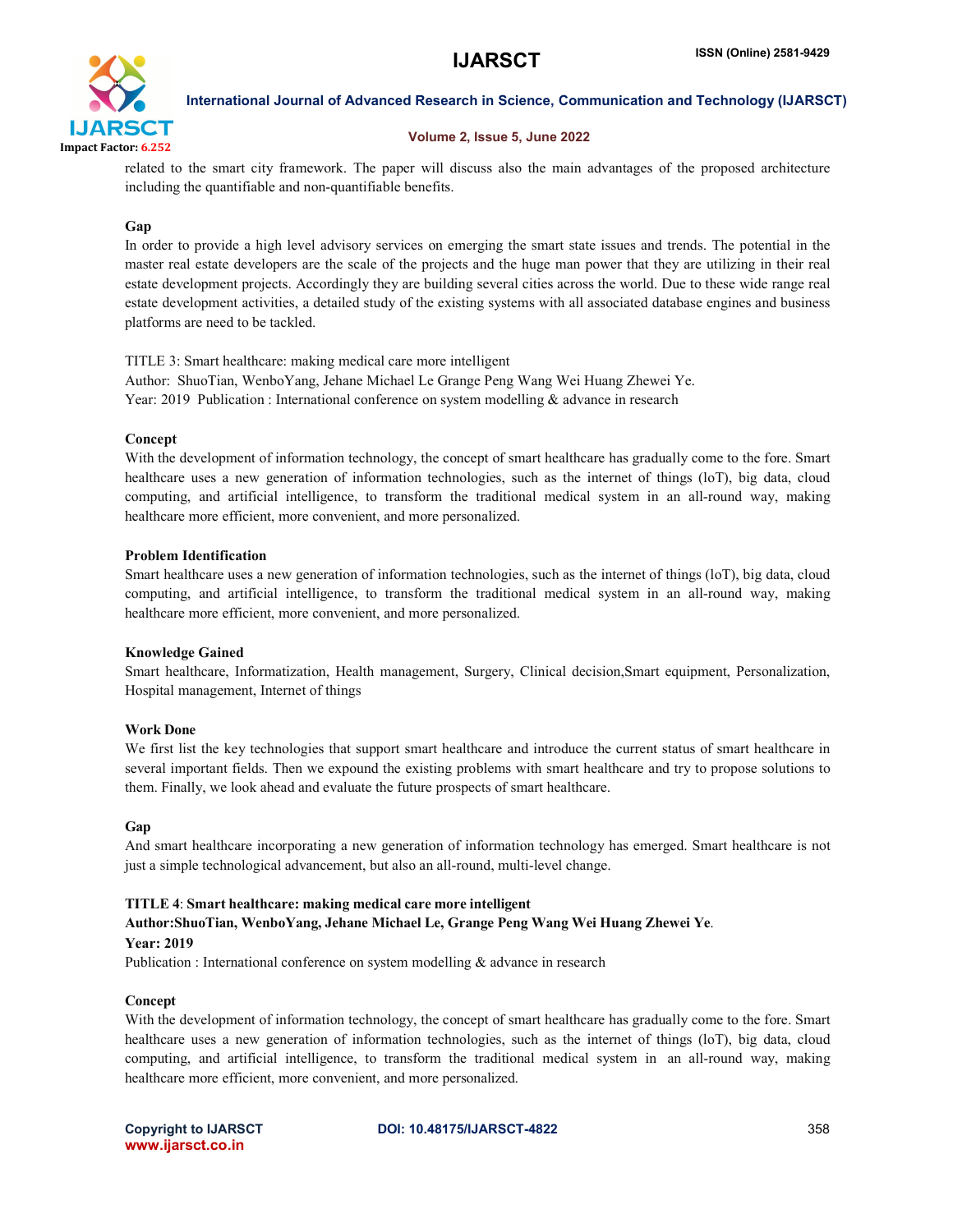related to the smart city framework. The paper will discuss also the main advantages of the proposed architecture including the quantifiable and non-quantifiable benefits.

**Gap**

In order to provide a high level advisory services on emerging the smart state issues and trends. The potential in the master real estate developers are the scale of the projects and the huge man power that they are utilizing in their real estate development projects. Accordingly they are building several cities across the world. Due to these wide range real estate development activities, a detailed study of the existing systems with all associated database engines and business platforms are need to be tackled.

TITLE 3: Smart healthcare: making medical care more intelligent
Author: ShuoTian, WenboYang, Jehane Michael Le Grange Peng Wang Wei Huang Zhewei Ye.
Year: 2019 Publication : International conference on system modelling & advance in research

**Concept**

With the development of information technology, the concept of smart healthcare has gradually come to the fore. Smart healthcare uses a new generation of information technologies, such as the internet of things (loT), big data, cloud computing, and artificial intelligence, to transform the traditional medical system in an all-round way, making healthcare more efficient, more convenient, and more personalized.

**Problem Identification**

Smart healthcare uses a new generation of information technologies, such as the internet of things (loT), big data, cloud computing, and artificial intelligence, to transform the traditional medical system in an all-round way, making healthcare more efficient, more convenient, and more personalized.

**Knowledge Gained**

Smart healthcare, Informatization, Health management, Surgery, Clinical decision,Smart equipment, Personalization, Hospital management, Internet of things

**Work Done**

We first list the key technologies that support smart healthcare and introduce the current status of smart healthcare in several important fields. Then we expound the existing problems with smart healthcare and try to propose solutions to them. Finally, we look ahead and evaluate the future prospects of smart healthcare.

**Gap**

And smart healthcare incorporating a new generation of information technology has emerged. Smart healthcare is not just a simple technological advancement, but also an all-round, multi-level change.

**TITLE 4**: **Smart healthcare: making medical care more intelligent**
**Author:ShuoTian, WenboYang, Jehane Michael Le, Grange Peng Wang Wei Huang Zhewei Ye**.
**Year: 2019**
Publication : International conference on system modelling & advance in research

**Concept**

With the development of information technology, the concept of smart healthcare has gradually come to the fore. Smart healthcare uses a new generation of information technologies, such as the internet of things (loT), big data, cloud computing, and artificial intelligence, to transform the traditional medical system in an all-round way, making healthcare more efficient, more convenient, and more personalized.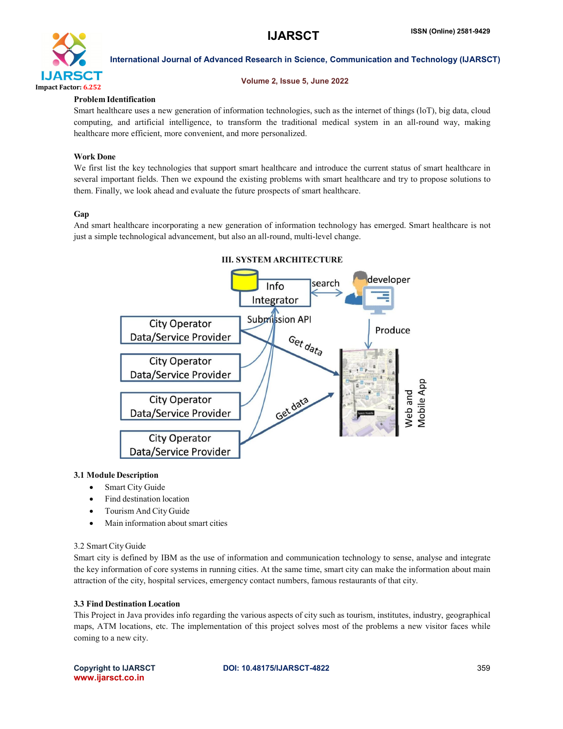**Problem Identification**

Smart healthcare uses a new generation of information technologies, such as the internet of things (loT), big data, cloud computing, and artificial intelligence, to transform the traditional medical system in an all-round way, making healthcare more efficient, more convenient, and more personalized.

**Work Done**

We first list the key technologies that support smart healthcare and introduce the current status of smart healthcare in several important fields. Then we expound the existing problems with smart healthcare and try to propose solutions to them. Finally, we look ahead and evaluate the future prospects of smart healthcare.

**Gap**

And smart healthcare incorporating a new generation of information technology has emerged. Smart healthcare is not just a simple technological advancement, but also an all-round, multi-level change.

## III. SYSTEM ARCHITECTURE

### 3.1 Module Description

- Smart City Guide
- Find destination location
- Tourism And City Guide
- Main information about smart cities

### 3.2 Smart City Guide

Smart city is defined by IBM as the use of information and communication technology to sense, analyse and integrate the key information of core systems in running cities. At the same time, smart city can make the information about main attraction of the city, hospital services, emergency contact numbers, famous restaurants of that city.

### 3.3 Find Destination Location

This Project in Java provides info regarding the various aspects of city such as tourism, institutes, industry, geographical maps, ATM locations, etc. The implementation of this project solves most of the problems a new visitor faces while coming to a new city.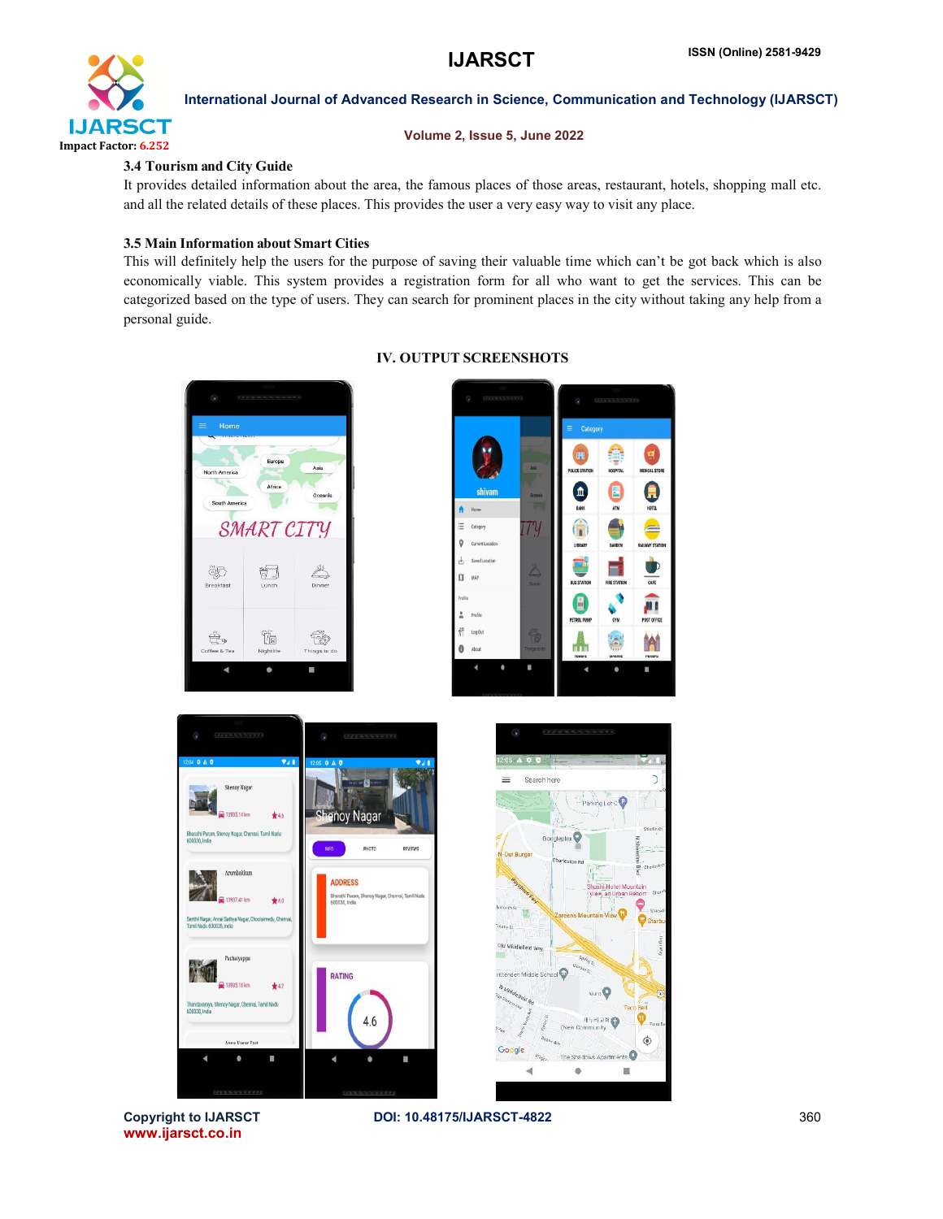### 3.4 Tourism and City Guide

It provides detailed information about the area, the famous places of those areas, restaurant, hotels, shopping mall etc. and all the related details of these places. This provides the user a very easy way to visit any place.

### 3.5 Main Information about Smart Cities

This will definitely help the users for the purpose of saving their valuable time which can't be got back which is also economically viable. This system provides a registration form for all who want to get the services. This can be categorized based on the type of users. They can search for prominent places in the city without taking any help from a personal guide.

## IV. OUTPUT SCREENSHOTS